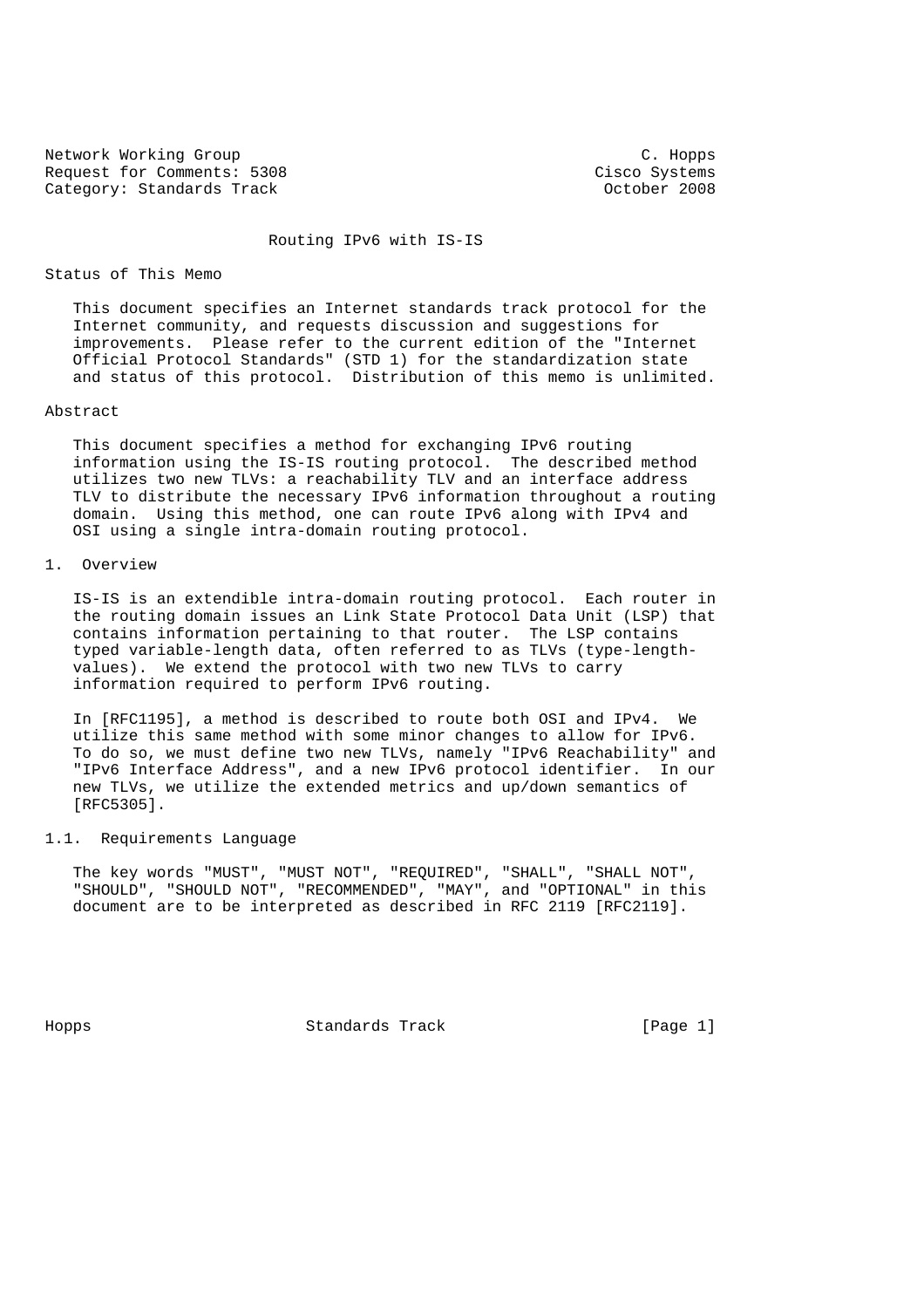Network Working Group C. Hopps
Request for Comments: 5308 Cisco Systems
Category: Standards Track October 2008

# Routing IPv6 with IS-IS

## Status of This Memo

This document specifies an Internet standards track protocol for the Internet community, and requests discussion and suggestions for improvements. Please refer to the current edition of the "Internet Official Protocol Standards" (STD 1) for the standardization state and status of this protocol. Distribution of this memo is unlimited.

## Abstract

This document specifies a method for exchanging IPv6 routing information using the IS-IS routing protocol. The described method utilizes two new TLVs: a reachability TLV and an interface address TLV to distribute the necessary IPv6 information throughout a routing domain. Using this method, one can route IPv6 along with IPv4 and OSI using a single intra-domain routing protocol.

## 1. Overview

IS-IS is an extendible intra-domain routing protocol. Each router in the routing domain issues an Link State Protocol Data Unit (LSP) that contains information pertaining to that router. The LSP contains typed variable-length data, often referred to as TLVs (type-length-values). We extend the protocol with two new TLVs to carry information required to perform IPv6 routing.

In [RFC1195], a method is described to route both OSI and IPv4. We utilize this same method with some minor changes to allow for IPv6. To do so, we must define two new TLVs, namely "IPv6 Reachability" and "IPv6 Interface Address", and a new IPv6 protocol identifier. In our new TLVs, we utilize the extended metrics and up/down semantics of [RFC5305].

### 1.1. Requirements Language

The key words "MUST", "MUST NOT", "REQUIRED", "SHALL", "SHALL NOT", "SHOULD", "SHOULD NOT", "RECOMMENDED", "MAY", and "OPTIONAL" in this document are to be interpreted as described in RFC 2119 [RFC2119].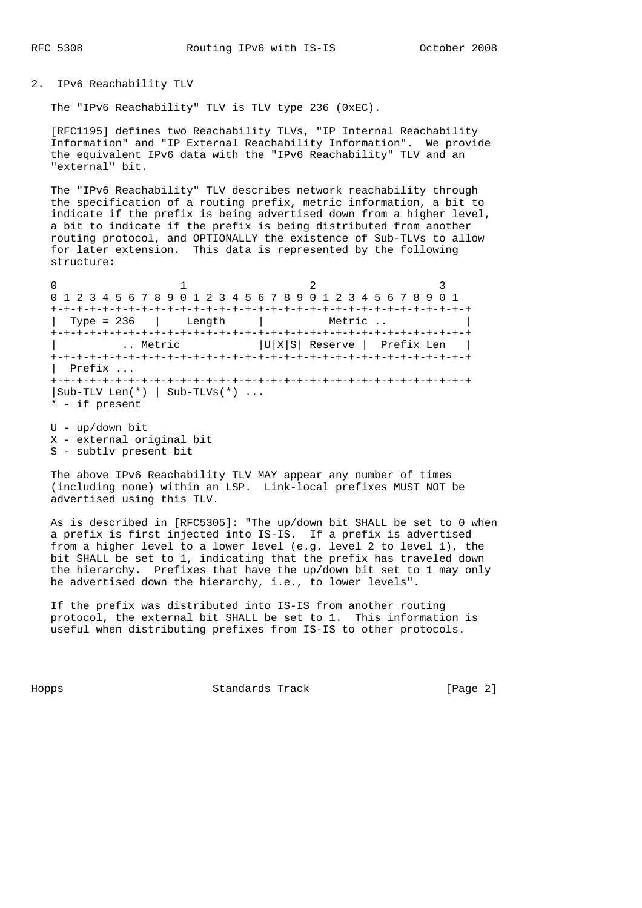## 2. IPv6 Reachability TLV

The "IPv6 Reachability" TLV is TLV type 236 (0xEC).

[RFC1195] defines two Reachability TLVs, "IP Internal Reachability Information" and "IP External Reachability Information". We provide the equivalent IPv6 data with the "IPv6 Reachability" TLV and an "external" bit.

The "IPv6 Reachability" TLV describes network reachability through the specification of a routing prefix, metric information, a bit to indicate if the prefix is being advertised down from a higher level, a bit to indicate if the prefix is being distributed from another routing protocol, and OPTIONALLY the existence of Sub-TLVs to allow for later extension. This data is represented by the following structure:

```
0                   1                   2                   3
0 1 2 3 4 5 6 7 8 9 0 1 2 3 4 5 6 7 8 9 0 1 2 3 4 5 6 7 8 9 0 1
+-+-+-+-+-+-+-+-+-+-+-+-+-+-+-+-+-+-+-+-+-+-+-+-+-+-+-+-+-+-+-+-+
|  Type = 236   |    Length     |          Metric ..            |
+-+-+-+-+-+-+-+-+-+-+-+-+-+-+-+-+-+-+-+-+-+-+-+-+-+-+-+-+-+-+-+-+
|          .. Metric            |U|X|S| Reserve |  Prefix Len   |
+-+-+-+-+-+-+-+-+-+-+-+-+-+-+-+-+-+-+-+-+-+-+-+-+-+-+-+-+-+-+-+-+
|  Prefix ...
+-+-+-+-+-+-+-+-+-+-+-+-+-+-+-+-+-+-+-+-+-+-+-+-+-+-+-+-+-+-+-+-+
|Sub-TLV Len(*) | Sub-TLVs(*) ...
* - if present

U - up/down bit
X - external original bit
S - subtlv present bit
```

The above IPv6 Reachability TLV MAY appear any number of times (including none) within an LSP. Link-local prefixes MUST NOT be advertised using this TLV.

As is described in [RFC5305]: "The up/down bit SHALL be set to 0 when a prefix is first injected into IS-IS. If a prefix is advertised from a higher level to a lower level (e.g. level 2 to level 1), the bit SHALL be set to 1, indicating that the prefix has traveled down the hierarchy. Prefixes that have the up/down bit set to 1 may only be advertised down the hierarchy, i.e., to lower levels".

If the prefix was distributed into IS-IS from another routing protocol, the external bit SHALL be set to 1. This information is useful when distributing prefixes from IS-IS to other protocols.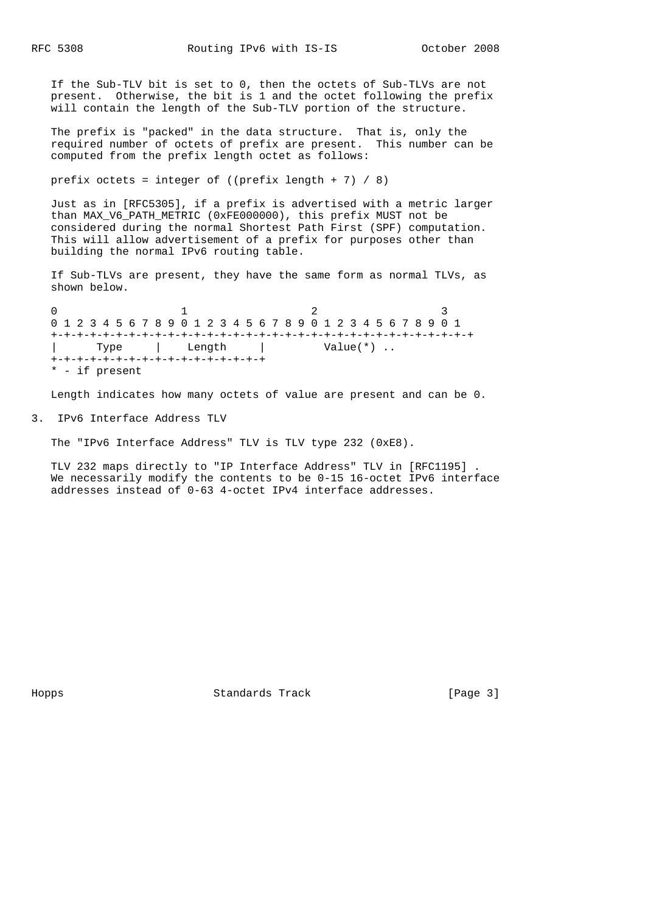If the Sub-TLV bit is set to 0, then the octets of Sub-TLVs are not present. Otherwise, the bit is 1 and the octet following the prefix will contain the length of the Sub-TLV portion of the structure.

The prefix is "packed" in the data structure. That is, only the required number of octets of prefix are present. This number can be computed from the prefix length octet as follows:

prefix octets = integer of ((prefix length + 7) / 8)

Just as in [RFC5305], if a prefix is advertised with a metric larger than MAX_V6_PATH_METRIC (0xFE000000), this prefix MUST not be considered during the normal Shortest Path First (SPF) computation. This will allow advertisement of a prefix for purposes other than building the normal IPv6 routing table.

If Sub-TLVs are present, they have the same form as normal TLVs, as shown below.

```
0                   1                   2                   3
0 1 2 3 4 5 6 7 8 9 0 1 2 3 4 5 6 7 8 9 0 1 2 3 4 5 6 7 8 9 0 1
+-+-+-+-+-+-+-+-+-+-+-+-+-+-+-+-+-+-+-+-+-+-+-+-+-+-+-+-+-+-+-+-+
|      Type     |    Length     |         Value(*) ..
+-+-+-+-+-+-+-+-+-+-+-+-+-+-+-+-+
* - if present
```

Length indicates how many octets of value are present and can be 0.

## 3. IPv6 Interface Address TLV

The "IPv6 Interface Address" TLV is TLV type 232 (0xE8).

TLV 232 maps directly to "IP Interface Address" TLV in [RFC1195] . We necessarily modify the contents to be 0-15 16-octet IPv6 interface addresses instead of 0-63 4-octet IPv4 interface addresses.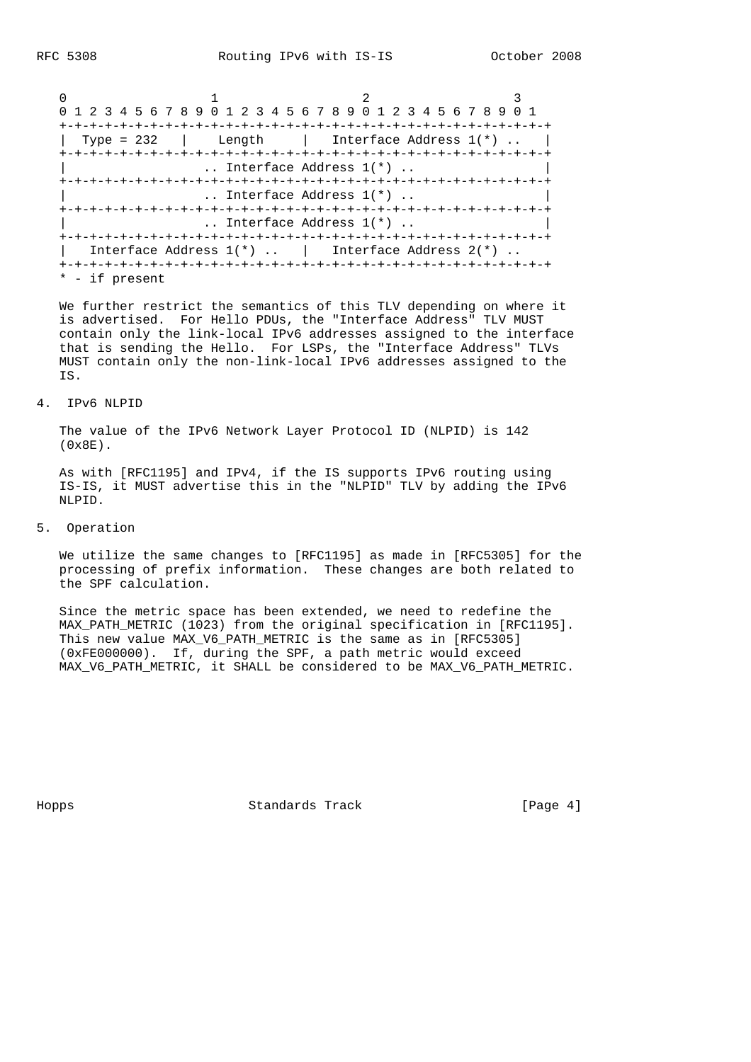```
 0                   1                   2                   3
 0 1 2 3 4 5 6 7 8 9 0 1 2 3 4 5 6 7 8 9 0 1 2 3 4 5 6 7 8 9 0 1
+-+-+-+-+-+-+-+-+-+-+-+-+-+-+-+-+-+-+-+-+-+-+-+-+-+-+-+-+-+-+-+-+
|  Type = 232   |    Length     |   Interface Address 1(*) ..   |
+-+-+-+-+-+-+-+-+-+-+-+-+-+-+-+-+-+-+-+-+-+-+-+-+-+-+-+-+-+-+-+-+
|                  .. Interface Address 1(*) ..                 |
+-+-+-+-+-+-+-+-+-+-+-+-+-+-+-+-+-+-+-+-+-+-+-+-+-+-+-+-+-+-+-+-+
|                  .. Interface Address 1(*) ..                 |
+-+-+-+-+-+-+-+-+-+-+-+-+-+-+-+-+-+-+-+-+-+-+-+-+-+-+-+-+-+-+-+-+
|                  .. Interface Address 1(*) ..                 |
+-+-+-+-+-+-+-+-+-+-+-+-+-+-+-+-+-+-+-+-+-+-+-+-+-+-+-+-+-+-+-+-+
|   Interface Address 1(*) ..   |   Interface Address 2(*) ..
+-+-+-+-+-+-+-+-+-+-+-+-+-+-+-+-+-+-+-+-+-+-+-+-+-+-+-+-+-+-+-+-+
* - if present
```

We further restrict the semantics of this TLV depending on where it is advertised. For Hello PDUs, the "Interface Address" TLV MUST contain only the link-local IPv6 addresses assigned to the interface that is sending the Hello. For LSPs, the "Interface Address" TLVs MUST contain only the non-link-local IPv6 addresses assigned to the IS.

## 4. IPv6 NLPID

The value of the IPv6 Network Layer Protocol ID (NLPID) is 142 (0x8E).

As with [RFC1195] and IPv4, if the IS supports IPv6 routing using IS-IS, it MUST advertise this in the "NLPID" TLV by adding the IPv6 NLPID.

## 5. Operation

We utilize the same changes to [RFC1195] as made in [RFC5305] for the processing of prefix information. These changes are both related to the SPF calculation.

Since the metric space has been extended, we need to redefine the MAX_PATH_METRIC (1023) from the original specification in [RFC1195]. This new value MAX_V6_PATH_METRIC is the same as in [RFC5305] (0xFE000000). If, during the SPF, a path metric would exceed MAX_V6_PATH_METRIC, it SHALL be considered to be MAX_V6_PATH_METRIC.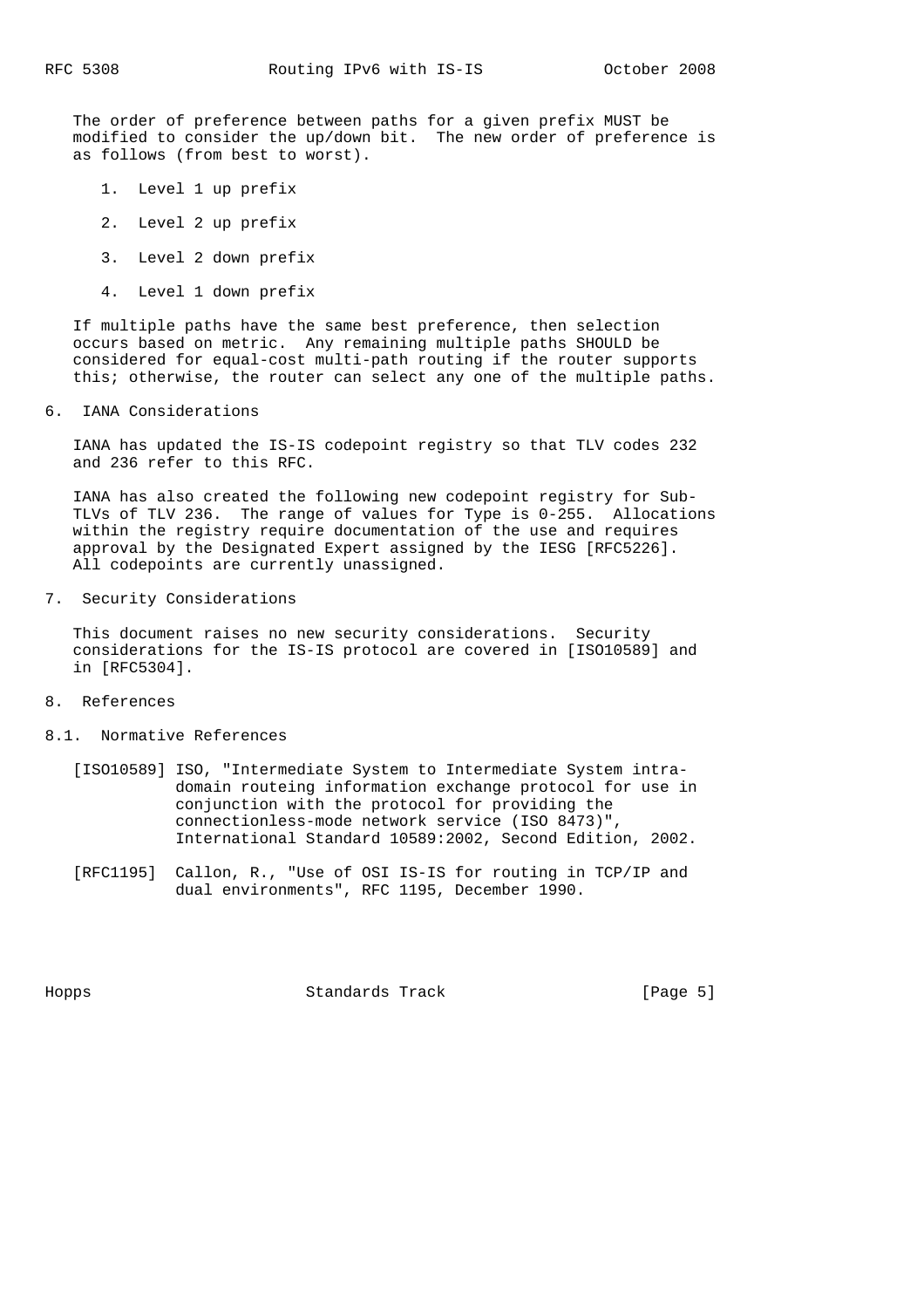The order of preference between paths for a given prefix MUST be modified to consider the up/down bit. The new order of preference is as follows (from best to worst).

1. Level 1 up prefix
2. Level 2 up prefix
3. Level 2 down prefix
4. Level 1 down prefix

If multiple paths have the same best preference, then selection occurs based on metric. Any remaining multiple paths SHOULD be considered for equal-cost multi-path routing if the router supports this; otherwise, the router can select any one of the multiple paths.

## 6. IANA Considerations

IANA has updated the IS-IS codepoint registry so that TLV codes 232 and 236 refer to this RFC.

IANA has also created the following new codepoint registry for Sub-TLVs of TLV 236. The range of values for Type is 0-255. Allocations within the registry require documentation of the use and requires approval by the Designated Expert assigned by the IESG [RFC5226]. All codepoints are currently unassigned.

## 7. Security Considerations

This document raises no new security considerations. Security considerations for the IS-IS protocol are covered in [ISO10589] and in [RFC5304].

## 8. References

### 8.1. Normative References

[ISO10589] ISO, "Intermediate System to Intermediate System intra-domain routeing information exchange protocol for use in conjunction with the protocol for providing the connectionless-mode network service (ISO 8473)", International Standard 10589:2002, Second Edition, 2002.

[RFC1195] Callon, R., "Use of OSI IS-IS for routing in TCP/IP and dual environments", RFC 1195, December 1990.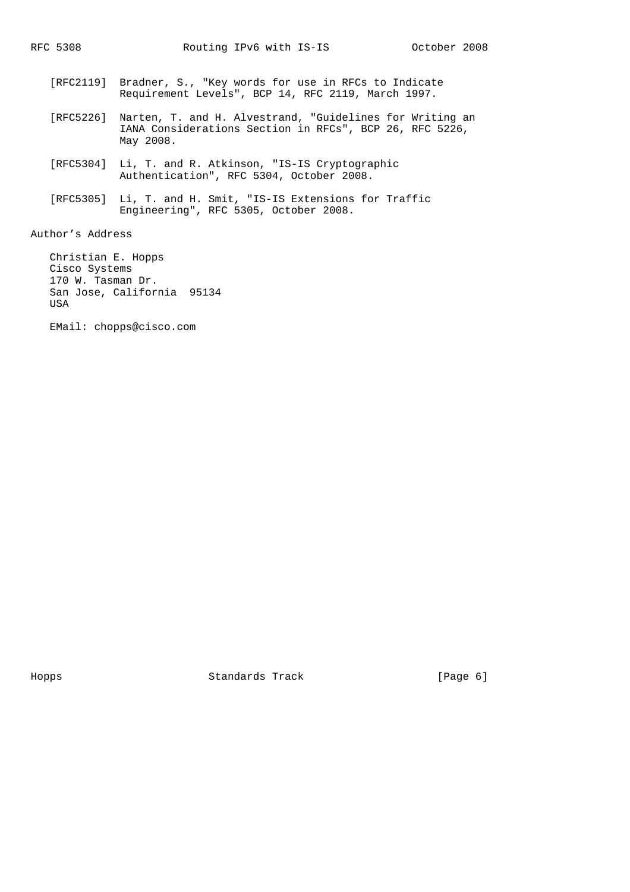[RFC2119] Bradner, S., "Key words for use in RFCs to Indicate Requirement Levels", BCP 14, RFC 2119, March 1997.

[RFC5226] Narten, T. and H. Alvestrand, "Guidelines for Writing an IANA Considerations Section in RFCs", BCP 26, RFC 5226, May 2008.

[RFC5304] Li, T. and R. Atkinson, "IS-IS Cryptographic Authentication", RFC 5304, October 2008.

[RFC5305] Li, T. and H. Smit, "IS-IS Extensions for Traffic Engineering", RFC 5305, October 2008.

## Author's Address

Christian E. Hopps
Cisco Systems
170 W. Tasman Dr.
San Jose, California 95134
USA

EMail: chopps@cisco.com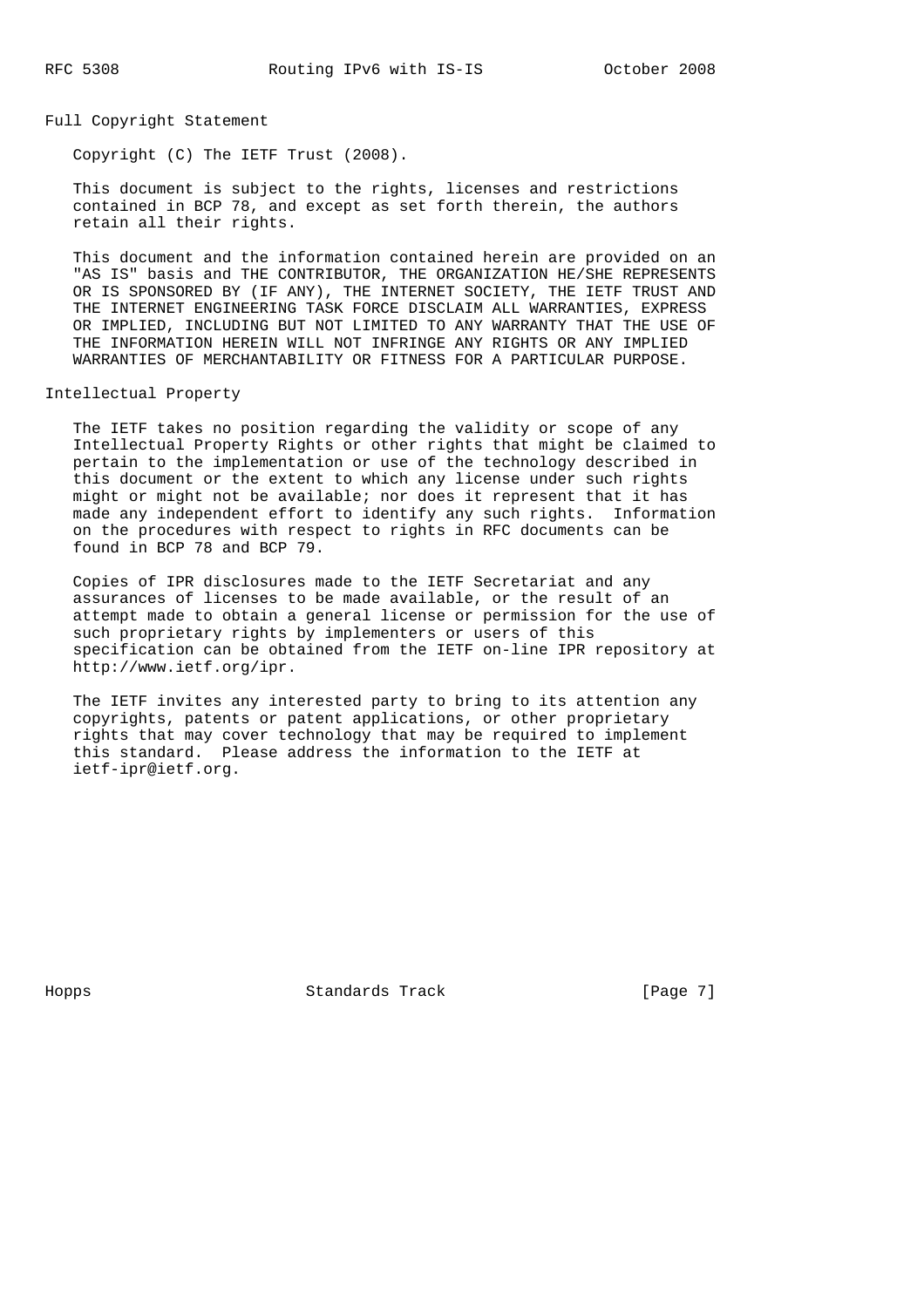## Full Copyright Statement

Copyright (C) The IETF Trust (2008).

This document is subject to the rights, licenses and restrictions contained in BCP 78, and except as set forth therein, the authors retain all their rights.

This document and the information contained herein are provided on an "AS IS" basis and THE CONTRIBUTOR, THE ORGANIZATION HE/SHE REPRESENTS OR IS SPONSORED BY (IF ANY), THE INTERNET SOCIETY, THE IETF TRUST AND THE INTERNET ENGINEERING TASK FORCE DISCLAIM ALL WARRANTIES, EXPRESS OR IMPLIED, INCLUDING BUT NOT LIMITED TO ANY WARRANTY THAT THE USE OF THE INFORMATION HEREIN WILL NOT INFRINGE ANY RIGHTS OR ANY IMPLIED WARRANTIES OF MERCHANTABILITY OR FITNESS FOR A PARTICULAR PURPOSE.

## Intellectual Property

The IETF takes no position regarding the validity or scope of any Intellectual Property Rights or other rights that might be claimed to pertain to the implementation or use of the technology described in this document or the extent to which any license under such rights might or might not be available; nor does it represent that it has made any independent effort to identify any such rights. Information on the procedures with respect to rights in RFC documents can be found in BCP 78 and BCP 79.

Copies of IPR disclosures made to the IETF Secretariat and any assurances of licenses to be made available, or the result of an attempt made to obtain a general license or permission for the use of such proprietary rights by implementers or users of this specification can be obtained from the IETF on-line IPR repository at http://www.ietf.org/ipr.

The IETF invites any interested party to bring to its attention any copyrights, patents or patent applications, or other proprietary rights that may cover technology that may be required to implement this standard. Please address the information to the IETF at ietf-ipr@ietf.org.